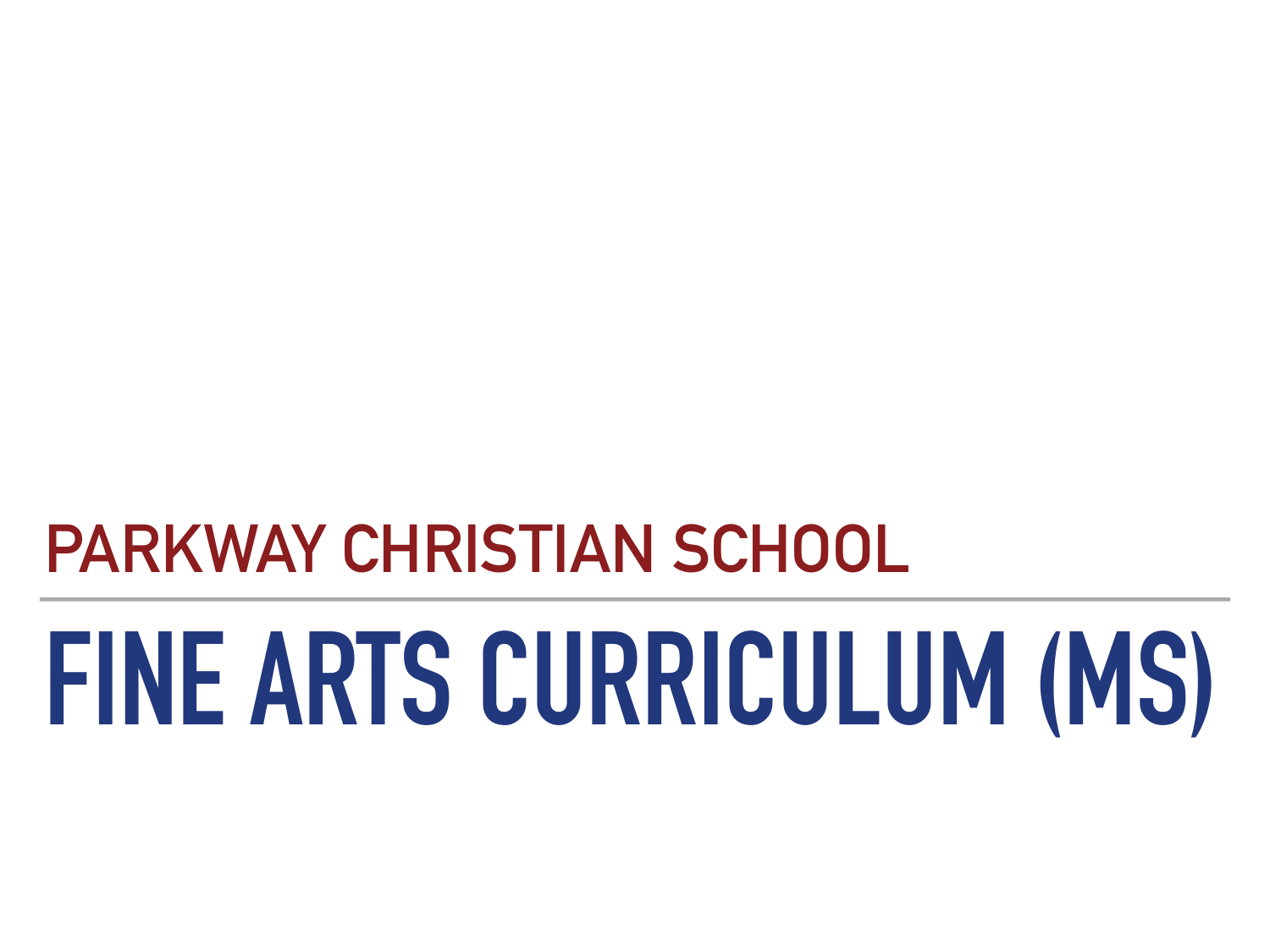## PARKWAY CHRISTIAN SCHOOL

# FINE ARTS CURRICULUM (MS)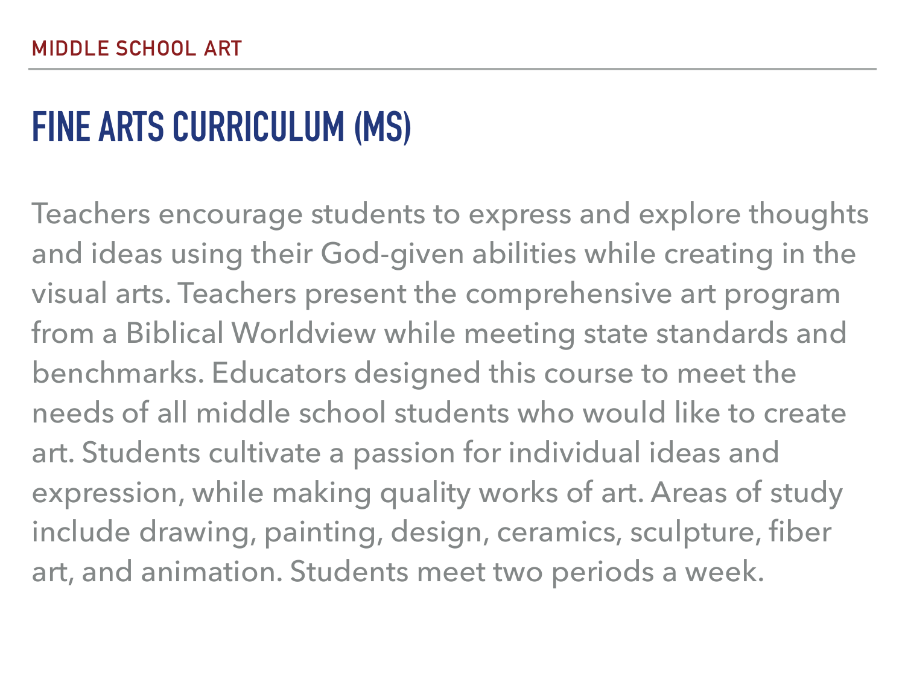MIDDLE SCHOOL ART

# FINE ARTS CURRICULUM (MS)

Teachers encourage students to express and explore thoughts and ideas using their God-given abilities while creating in the visual arts. Teachers present the comprehensive art program from a Biblical Worldview while meeting state standards and benchmarks. Educators designed this course to meet the needs of all middle school students who would like to create art. Students cultivate a passion for individual ideas and expression, while making quality works of art. Areas of study include drawing, painting, design, ceramics, sculpture, fiber art, and animation. Students meet two periods a week.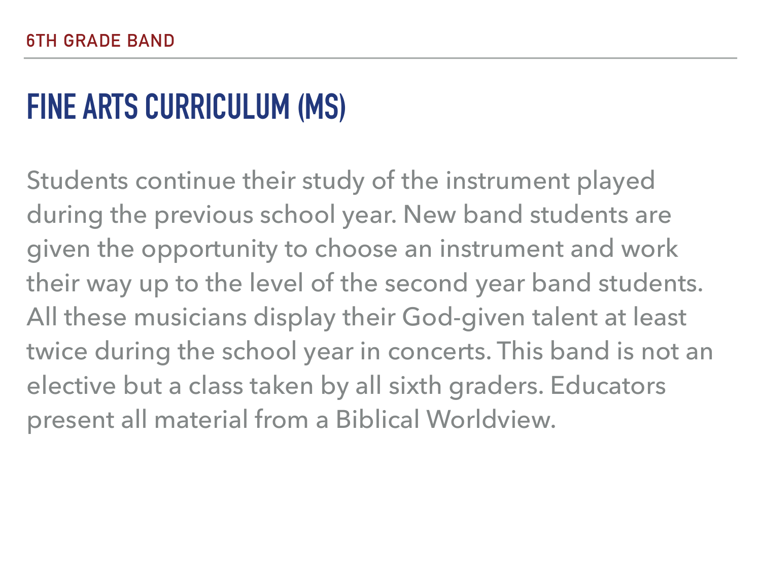6TH GRADE BAND

# FINE ARTS CURRICULUM (MS)

Students continue their study of the instrument played during the previous school year. New band students are given the opportunity to choose an instrument and work their way up to the level of the second year band students. All these musicians display their God-given talent at least twice during the school year in concerts. This band is not an elective but a class taken by all sixth graders. Educators present all material from a Biblical Worldview.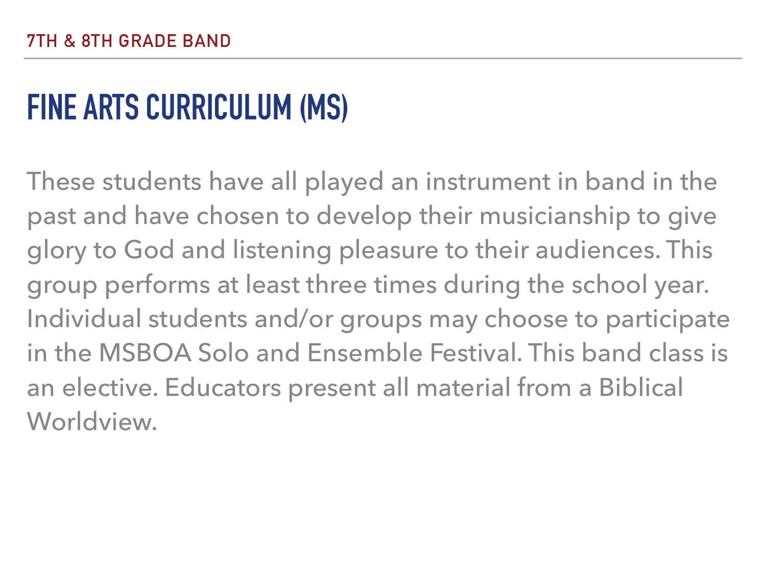7TH & 8TH GRADE BAND

# FINE ARTS CURRICULUM (MS)

These students have all played an instrument in band in the past and have chosen to develop their musicianship to give glory to God and listening pleasure to their audiences. This group performs at least three times during the school year. Individual students and/or groups may choose to participate in the MSBOA Solo and Ensemble Festival. This band class is an elective. Educators present all material from a Biblical Worldview.